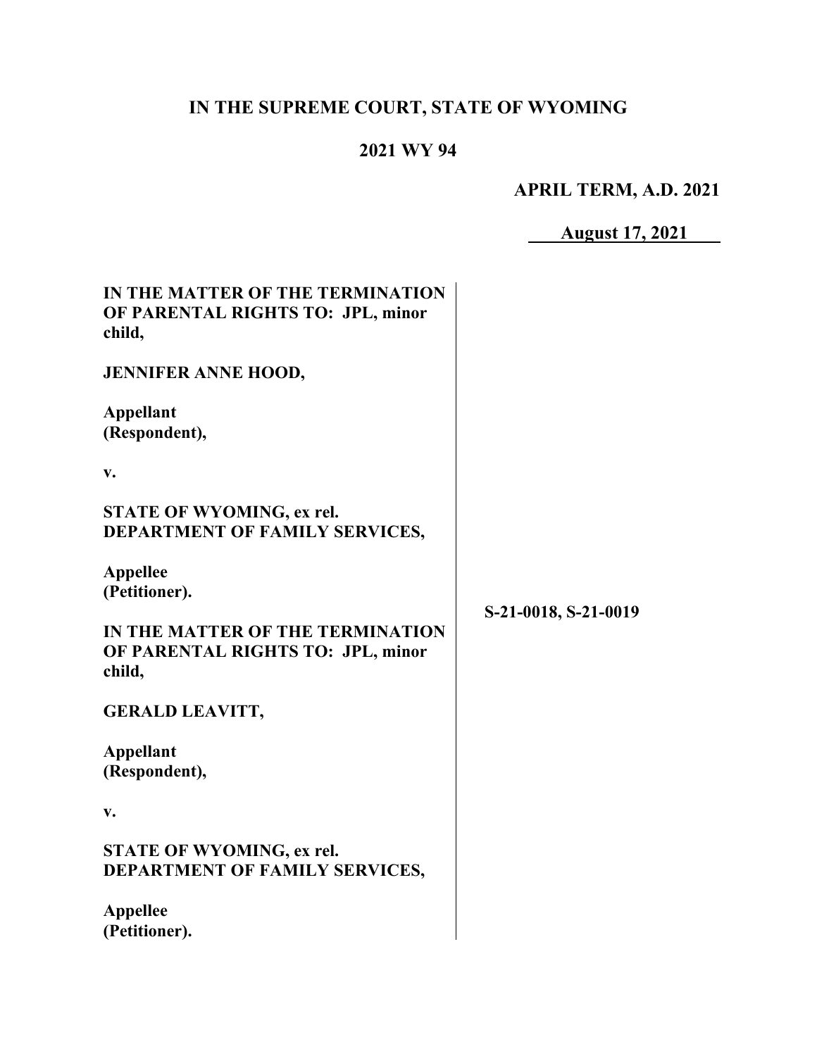# IN THE SUPREME COURT, STATE OF WYOMING

## 2021 WY 94

**APRIL TERM, A.D. 2021**

**August 17, 2021**

**IN THE MATTER OF THE TERMINATION OF PARENTAL RIGHTS TO: JPL, minor child,**

**JENNIFER ANNE HOOD,**

**Appellant (Respondent),**

**v.**

**STATE OF WYOMING, ex rel. DEPARTMENT OF FAMILY SERVICES,**

**Appellee (Petitioner).**

**S-21-0018, S-21-0019**

**IN THE MATTER OF THE TERMINATION OF PARENTAL RIGHTS TO: JPL, minor child,**

**GERALD LEAVITT,**

**Appellant (Respondent),**

**v.**

**STATE OF WYOMING, ex rel. DEPARTMENT OF FAMILY SERVICES,**

**Appellee (Petitioner).**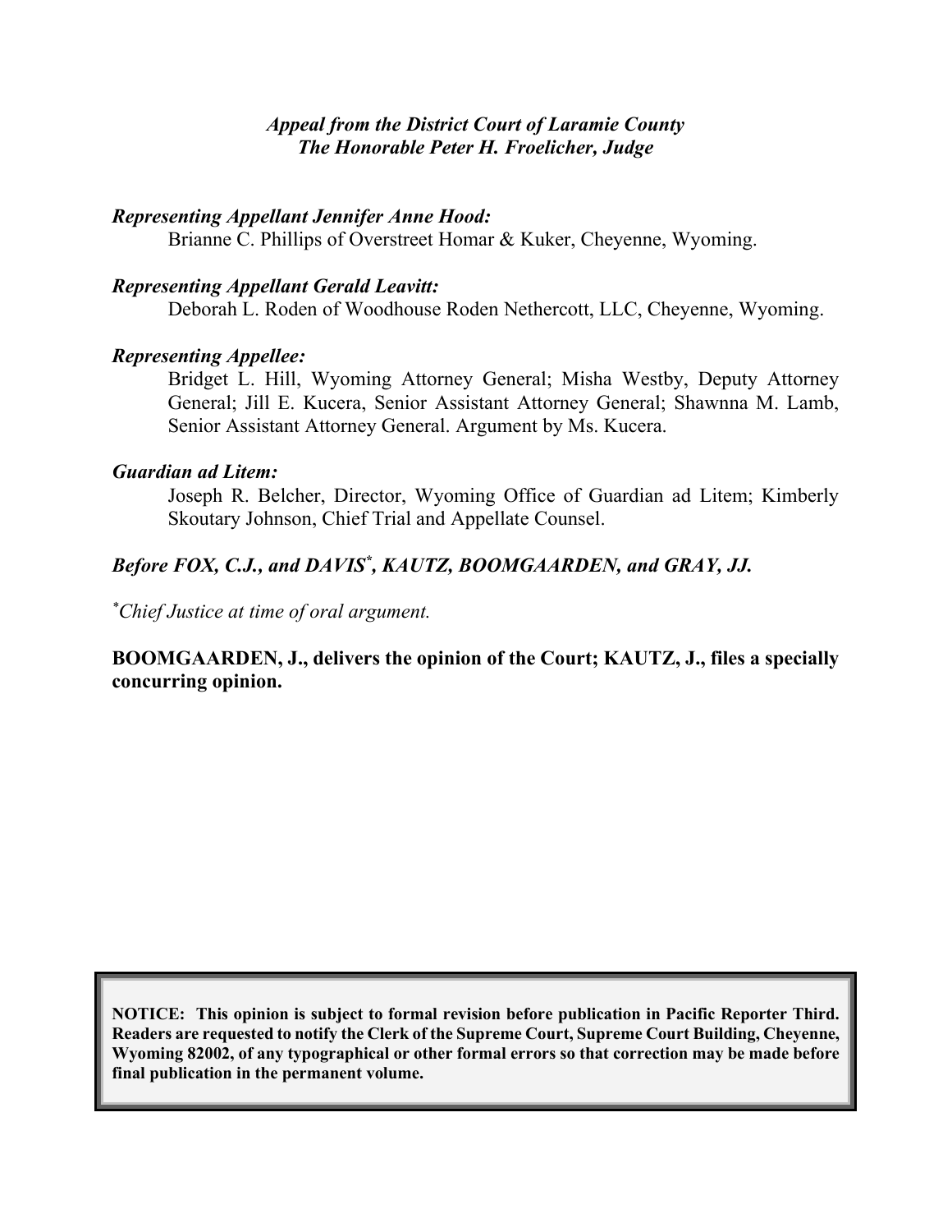*Appeal from the District Court of Laramie County*
*The Honorable Peter H. Froelicher, Judge*

***Representing Appellant Jennifer Anne Hood:***
Brianne C. Phillips of Overstreet Homar & Kuker, Cheyenne, Wyoming.

***Representing Appellant Gerald Leavitt:***
Deborah L. Roden of Woodhouse Roden Nethercott, LLC, Cheyenne, Wyoming.

***Representing Appellee:***
Bridget L. Hill, Wyoming Attorney General; Misha Westby, Deputy Attorney General; Jill E. Kucera, Senior Assistant Attorney General; Shawnna M. Lamb, Senior Assistant Attorney General. Argument by Ms. Kucera.

***Guardian ad Litem:***
Joseph R. Belcher, Director, Wyoming Office of Guardian ad Litem; Kimberly Skoutary Johnson, Chief Trial and Appellate Counsel.

***Before FOX, C.J., and DAVIS*, KAUTZ, BOOMGAARDEN, and GRAY, JJ.***

*\*Chief Justice at time of oral argument.*

**BOOMGAARDEN, J., delivers the opinion of the Court; KAUTZ, J., files a specially concurring opinion.**

**NOTICE: This opinion is subject to formal revision before publication in Pacific Reporter Third. Readers are requested to notify the Clerk of the Supreme Court, Supreme Court Building, Cheyenne, Wyoming 82002, of any typographical or other formal errors so that correction may be made before final publication in the permanent volume.**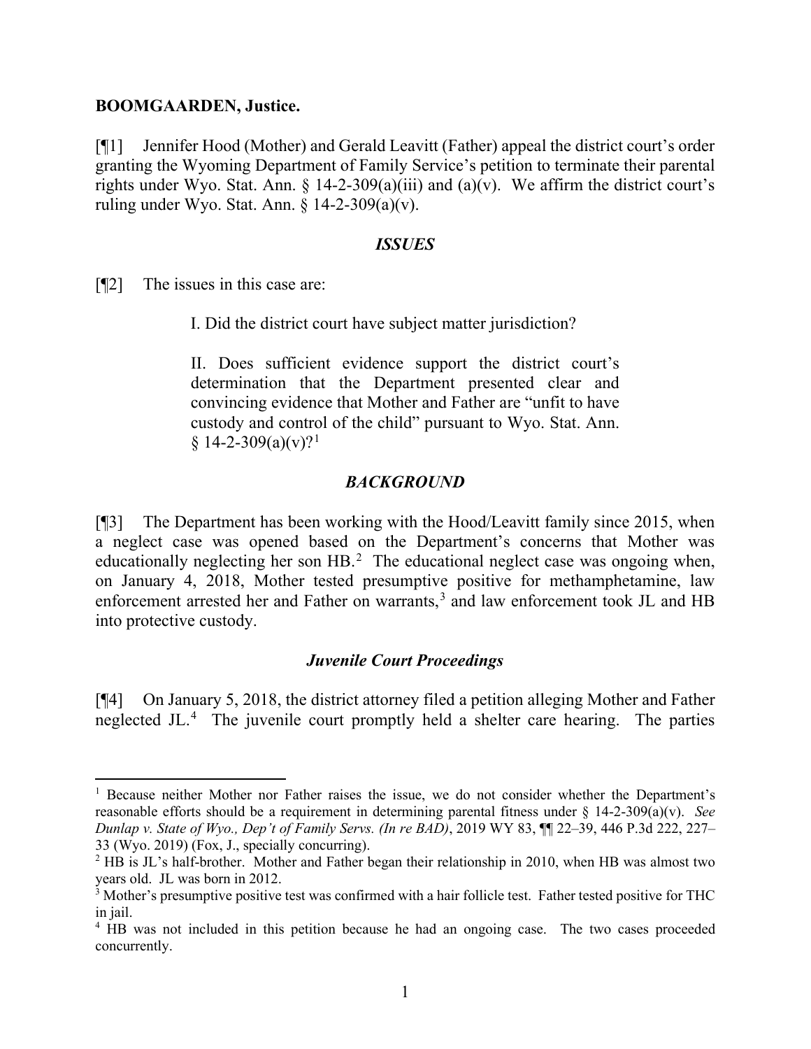**BOOMGAARDEN, Justice.**

[¶1] Jennifer Hood (Mother) and Gerald Leavitt (Father) appeal the district court's order granting the Wyoming Department of Family Service's petition to terminate their parental rights under Wyo. Stat. Ann. § 14-2-309(a)(iii) and (a)(v). We affirm the district court's ruling under Wyo. Stat. Ann. § 14-2-309(a)(v).

## *ISSUES*

[¶2] The issues in this case are:

> I. Did the district court have subject matter jurisdiction?
>
> II. Does sufficient evidence support the district court's determination that the Department presented clear and convincing evidence that Mother and Father are "unfit to have custody and control of the child" pursuant to Wyo. Stat. Ann. § 14-2-309(a)(v)?[1]

## *BACKGROUND*

[¶3] The Department has been working with the Hood/Leavitt family since 2015, when a neglect case was opened based on the Department's concerns that Mother was educationally neglecting her son HB.[2] The educational neglect case was ongoing when, on January 4, 2018, Mother tested presumptive positive for methamphetamine, law enforcement arrested her and Father on warrants,[3] and law enforcement took JL and HB into protective custody.

### *Juvenile Court Proceedings*

[¶4] On January 5, 2018, the district attorney filed a petition alleging Mother and Father neglected JL.[4] The juvenile court promptly held a shelter care hearing. The parties

---

[1] Because neither Mother nor Father raises the issue, we do not consider whether the Department's reasonable efforts should be a requirement in determining parental fitness under § 14-2-309(a)(v). *See Dunlap v. State of Wyo., Dep't of Family Servs. (In re BAD)*, 2019 WY 83, ¶¶ 22–39, 446 P.3d 222, 227–33 (Wyo. 2019) (Fox, J., specially concurring).

[2] HB is JL's half-brother. Mother and Father began their relationship in 2010, when HB was almost two years old. JL was born in 2012.

[3] Mother's presumptive positive test was confirmed with a hair follicle test. Father tested positive for THC in jail.

[4] HB was not included in this petition because he had an ongoing case. The two cases proceeded concurrently.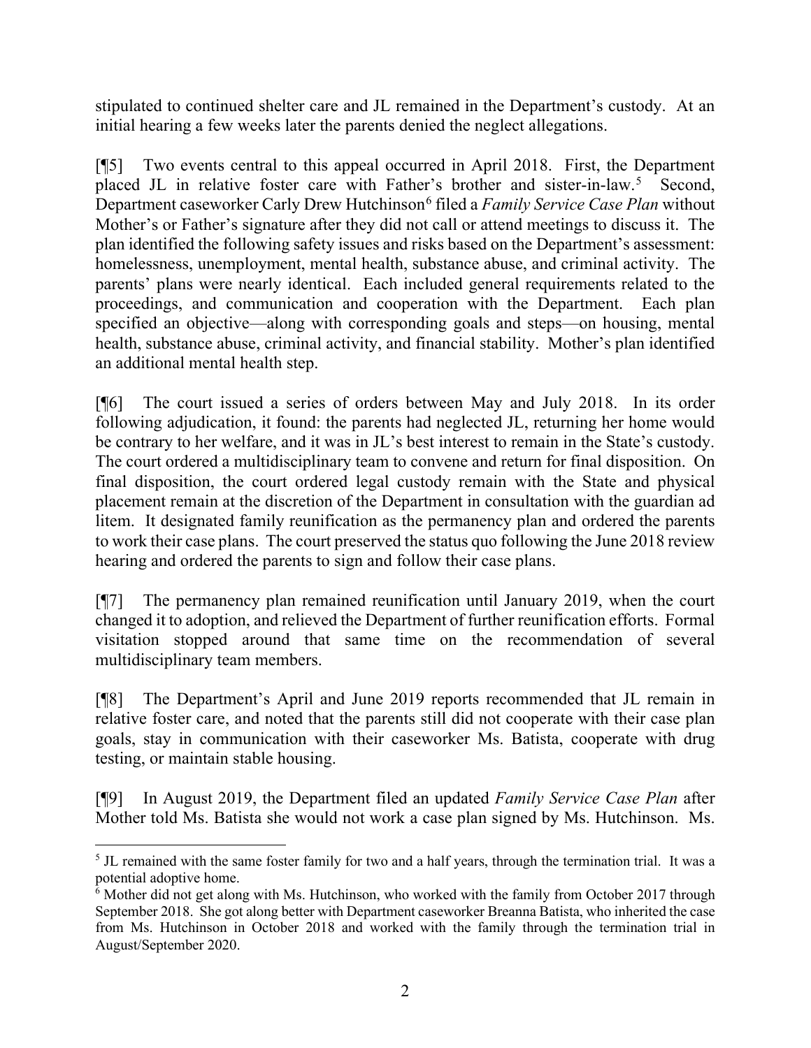stipulated to continued shelter care and JL remained in the Department's custody. At an initial hearing a few weeks later the parents denied the neglect allegations.

[¶5] Two events central to this appeal occurred in April 2018. First, the Department placed JL in relative foster care with Father's brother and sister-in-law.[5] Second, Department caseworker Carly Drew Hutchinson[6] filed a *Family Service Case Plan* without Mother's or Father's signature after they did not call or attend meetings to discuss it. The plan identified the following safety issues and risks based on the Department's assessment: homelessness, unemployment, mental health, substance abuse, and criminal activity. The parents' plans were nearly identical. Each included general requirements related to the proceedings, and communication and cooperation with the Department. Each plan specified an objective—along with corresponding goals and steps—on housing, mental health, substance abuse, criminal activity, and financial stability. Mother's plan identified an additional mental health step.

[¶6] The court issued a series of orders between May and July 2018. In its order following adjudication, it found: the parents had neglected JL, returning her home would be contrary to her welfare, and it was in JL's best interest to remain in the State's custody. The court ordered a multidisciplinary team to convene and return for final disposition. On final disposition, the court ordered legal custody remain with the State and physical placement remain at the discretion of the Department in consultation with the guardian ad litem. It designated family reunification as the permanency plan and ordered the parents to work their case plans. The court preserved the status quo following the June 2018 review hearing and ordered the parents to sign and follow their case plans.

[¶7] The permanency plan remained reunification until January 2019, when the court changed it to adoption, and relieved the Department of further reunification efforts. Formal visitation stopped around that same time on the recommendation of several multidisciplinary team members.

[¶8] The Department's April and June 2019 reports recommended that JL remain in relative foster care, and noted that the parents still did not cooperate with their case plan goals, stay in communication with their caseworker Ms. Batista, cooperate with drug testing, or maintain stable housing.

[¶9] In August 2019, the Department filed an updated *Family Service Case Plan* after Mother told Ms. Batista she would not work a case plan signed by Ms. Hutchinson. Ms.

[5] JL remained with the same foster family for two and a half years, through the termination trial. It was a potential adoptive home.

[6] Mother did not get along with Ms. Hutchinson, who worked with the family from October 2017 through September 2018. She got along better with Department caseworker Breanna Batista, who inherited the case from Ms. Hutchinson in October 2018 and worked with the family through the termination trial in August/September 2020.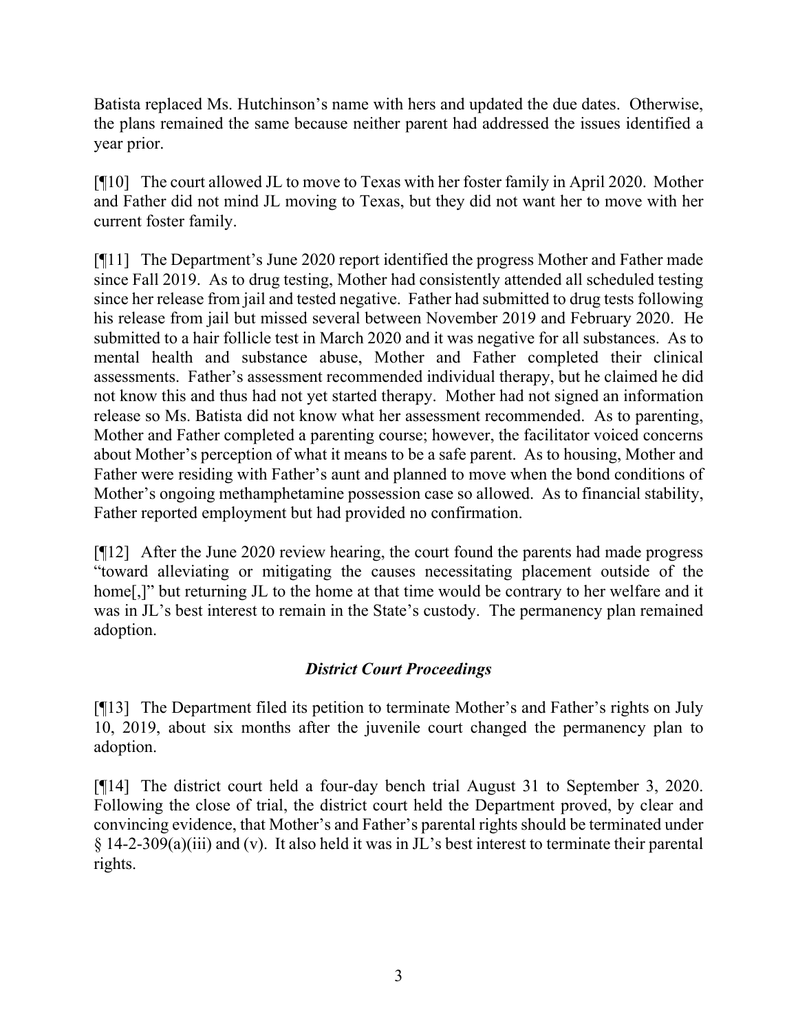Batista replaced Ms. Hutchinson's name with hers and updated the due dates. Otherwise, the plans remained the same because neither parent had addressed the issues identified a year prior.

[¶10] The court allowed JL to move to Texas with her foster family in April 2020. Mother and Father did not mind JL moving to Texas, but they did not want her to move with her current foster family.

[¶11] The Department's June 2020 report identified the progress Mother and Father made since Fall 2019. As to drug testing, Mother had consistently attended all scheduled testing since her release from jail and tested negative. Father had submitted to drug tests following his release from jail but missed several between November 2019 and February 2020. He submitted to a hair follicle test in March 2020 and it was negative for all substances. As to mental health and substance abuse, Mother and Father completed their clinical assessments. Father's assessment recommended individual therapy, but he claimed he did not know this and thus had not yet started therapy. Mother had not signed an information release so Ms. Batista did not know what her assessment recommended. As to parenting, Mother and Father completed a parenting course; however, the facilitator voiced concerns about Mother's perception of what it means to be a safe parent. As to housing, Mother and Father were residing with Father's aunt and planned to move when the bond conditions of Mother's ongoing methamphetamine possession case so allowed. As to financial stability, Father reported employment but had provided no confirmation.

[¶12] After the June 2020 review hearing, the court found the parents had made progress "toward alleviating or mitigating the causes necessitating placement outside of the home[,]" but returning JL to the home at that time would be contrary to her welfare and it was in JL's best interest to remain in the State's custody. The permanency plan remained adoption.

### *District Court Proceedings*

[¶13] The Department filed its petition to terminate Mother's and Father's rights on July 10, 2019, about six months after the juvenile court changed the permanency plan to adoption.

[¶14] The district court held a four-day bench trial August 31 to September 3, 2020. Following the close of trial, the district court held the Department proved, by clear and convincing evidence, that Mother's and Father's parental rights should be terminated under § 14-2-309(a)(iii) and (v). It also held it was in JL's best interest to terminate their parental rights.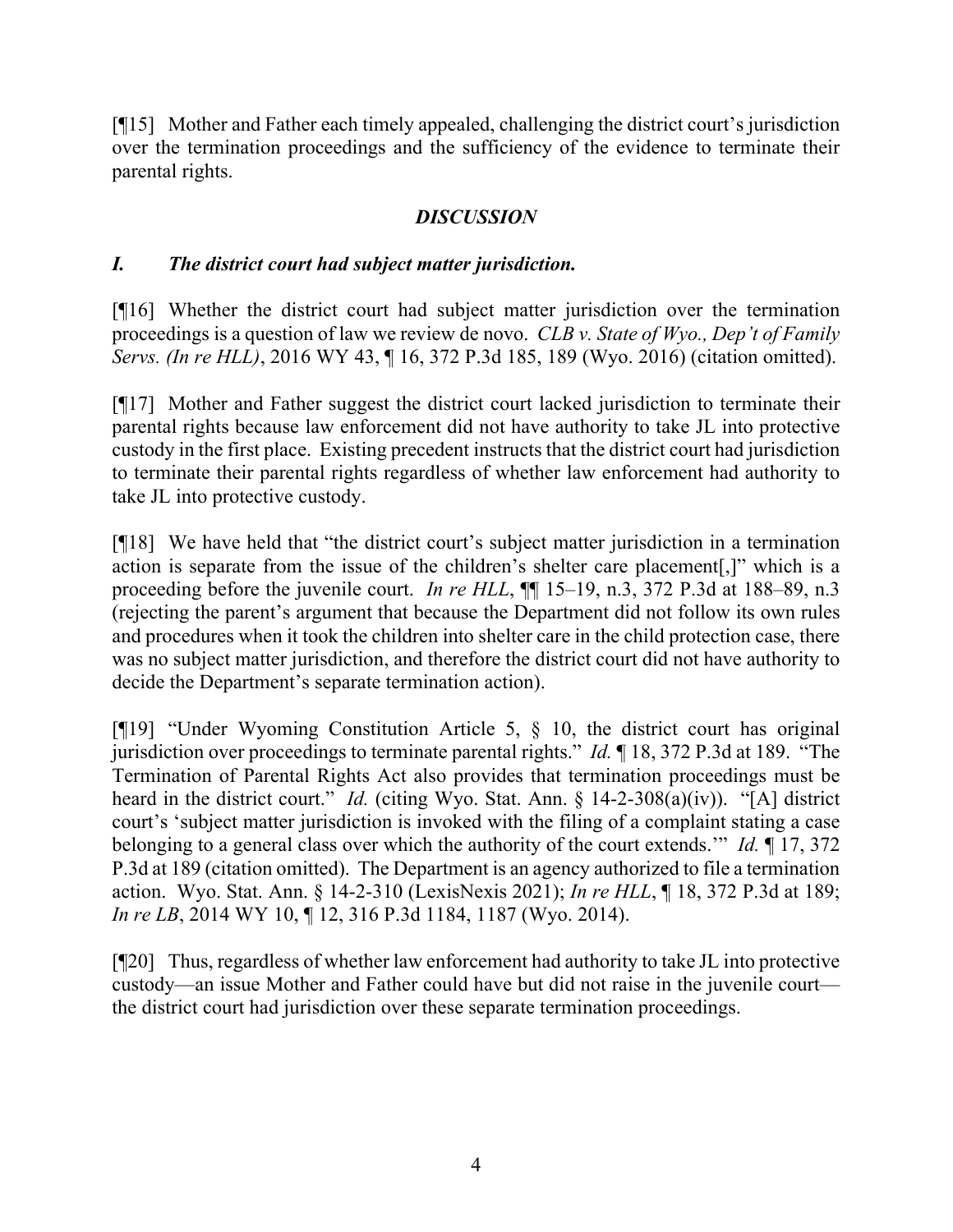[¶15] Mother and Father each timely appealed, challenging the district court's jurisdiction over the termination proceedings and the sufficiency of the evidence to terminate their parental rights.

## *DISCUSSION*

### *I. The district court had subject matter jurisdiction.*

[¶16] Whether the district court had subject matter jurisdiction over the termination proceedings is a question of law we review de novo. *CLB v. State of Wyo., Dep't of Family Servs. (In re HLL)*, 2016 WY 43, ¶ 16, 372 P.3d 185, 189 (Wyo. 2016) (citation omitted).

[¶17] Mother and Father suggest the district court lacked jurisdiction to terminate their parental rights because law enforcement did not have authority to take JL into protective custody in the first place. Existing precedent instructs that the district court had jurisdiction to terminate their parental rights regardless of whether law enforcement had authority to take JL into protective custody.

[¶18] We have held that "the district court's subject matter jurisdiction in a termination action is separate from the issue of the children's shelter care placement[,]" which is a proceeding before the juvenile court. *In re HLL*, ¶¶ 15–19, n.3, 372 P.3d at 188–89, n.3 (rejecting the parent's argument that because the Department did not follow its own rules and procedures when it took the children into shelter care in the child protection case, there was no subject matter jurisdiction, and therefore the district court did not have authority to decide the Department's separate termination action).

[¶19] "Under Wyoming Constitution Article 5, § 10, the district court has original jurisdiction over proceedings to terminate parental rights." *Id.* ¶ 18, 372 P.3d at 189. "The Termination of Parental Rights Act also provides that termination proceedings must be heard in the district court." *Id.* (citing Wyo. Stat. Ann. § 14-2-308(a)(iv)). "[A] district court's 'subject matter jurisdiction is invoked with the filing of a complaint stating a case belonging to a general class over which the authority of the court extends.'" *Id.* ¶ 17, 372 P.3d at 189 (citation omitted). The Department is an agency authorized to file a termination action. Wyo. Stat. Ann. § 14-2-310 (LexisNexis 2021); *In re HLL*, ¶ 18, 372 P.3d at 189; *In re LB*, 2014 WY 10, ¶ 12, 316 P.3d 1184, 1187 (Wyo. 2014).

[¶20] Thus, regardless of whether law enforcement had authority to take JL into protective custody—an issue Mother and Father could have but did not raise in the juvenile court—the district court had jurisdiction over these separate termination proceedings.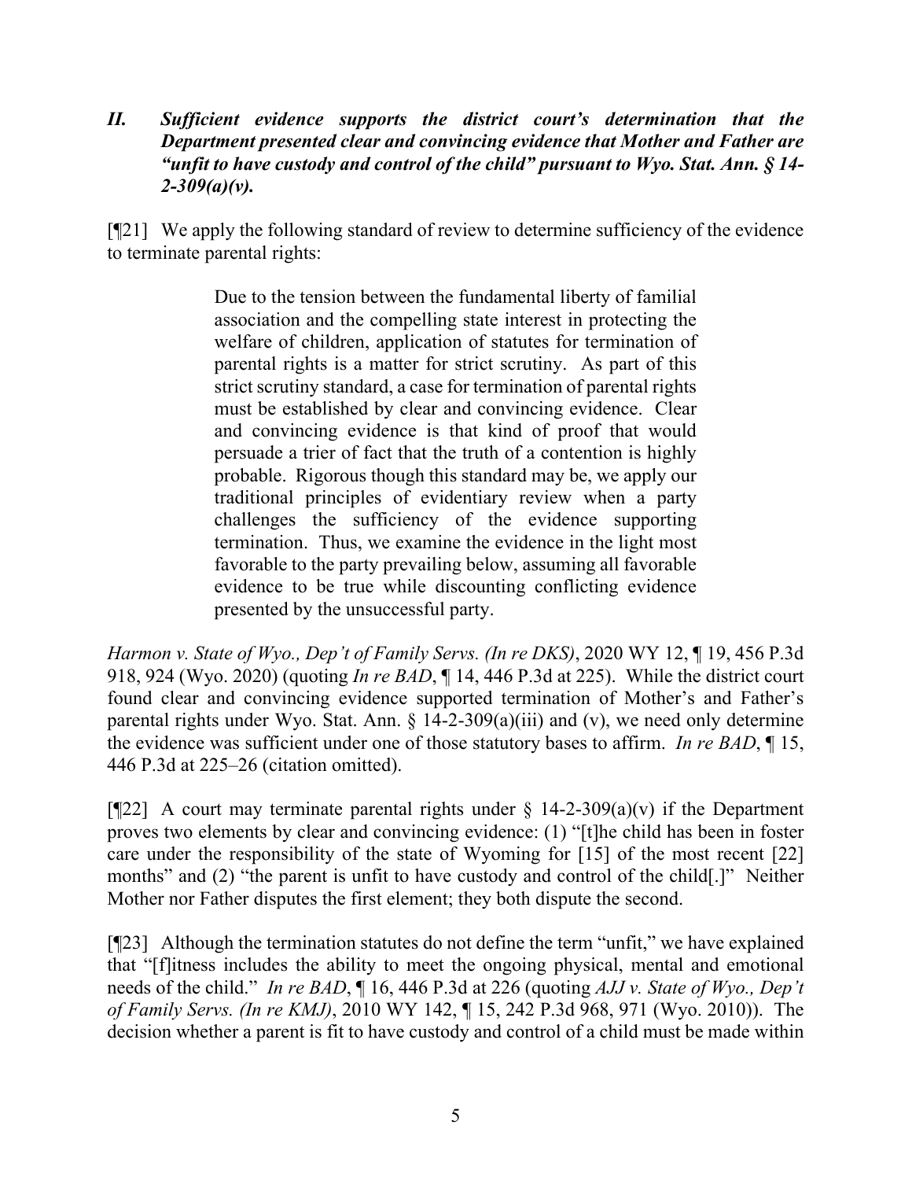### *II. Sufficient evidence supports the district court's determination that the Department presented clear and convincing evidence that Mother and Father are "unfit to have custody and control of the child" pursuant to Wyo. Stat. Ann. § 14-2-309(a)(v).*

[¶21] We apply the following standard of review to determine sufficiency of the evidence to terminate parental rights:

> Due to the tension between the fundamental liberty of familial association and the compelling state interest in protecting the welfare of children, application of statutes for termination of parental rights is a matter for strict scrutiny. As part of this strict scrutiny standard, a case for termination of parental rights must be established by clear and convincing evidence. Clear and convincing evidence is that kind of proof that would persuade a trier of fact that the truth of a contention is highly probable. Rigorous though this standard may be, we apply our traditional principles of evidentiary review when a party challenges the sufficiency of the evidence supporting termination. Thus, we examine the evidence in the light most favorable to the party prevailing below, assuming all favorable evidence to be true while discounting conflicting evidence presented by the unsuccessful party.

*Harmon v. State of Wyo., Dep't of Family Servs. (In re DKS)*, 2020 WY 12, ¶ 19, 456 P.3d 918, 924 (Wyo. 2020) (quoting *In re BAD*, ¶ 14, 446 P.3d at 225). While the district court found clear and convincing evidence supported termination of Mother's and Father's parental rights under Wyo. Stat. Ann. § 14-2-309(a)(iii) and (v), we need only determine the evidence was sufficient under one of those statutory bases to affirm. *In re BAD*, ¶ 15, 446 P.3d at 225–26 (citation omitted).

[¶22] A court may terminate parental rights under § 14-2-309(a)(v) if the Department proves two elements by clear and convincing evidence: (1) "[t]he child has been in foster care under the responsibility of the state of Wyoming for [15] of the most recent [22] months" and (2) "the parent is unfit to have custody and control of the child[.]" Neither Mother nor Father disputes the first element; they both dispute the second.

[¶23] Although the termination statutes do not define the term "unfit," we have explained that "[f]itness includes the ability to meet the ongoing physical, mental and emotional needs of the child." *In re BAD*, ¶ 16, 446 P.3d at 226 (quoting *AJJ v. State of Wyo., Dep't of Family Servs. (In re KMJ)*, 2010 WY 142, ¶ 15, 242 P.3d 968, 971 (Wyo. 2010)). The decision whether a parent is fit to have custody and control of a child must be made within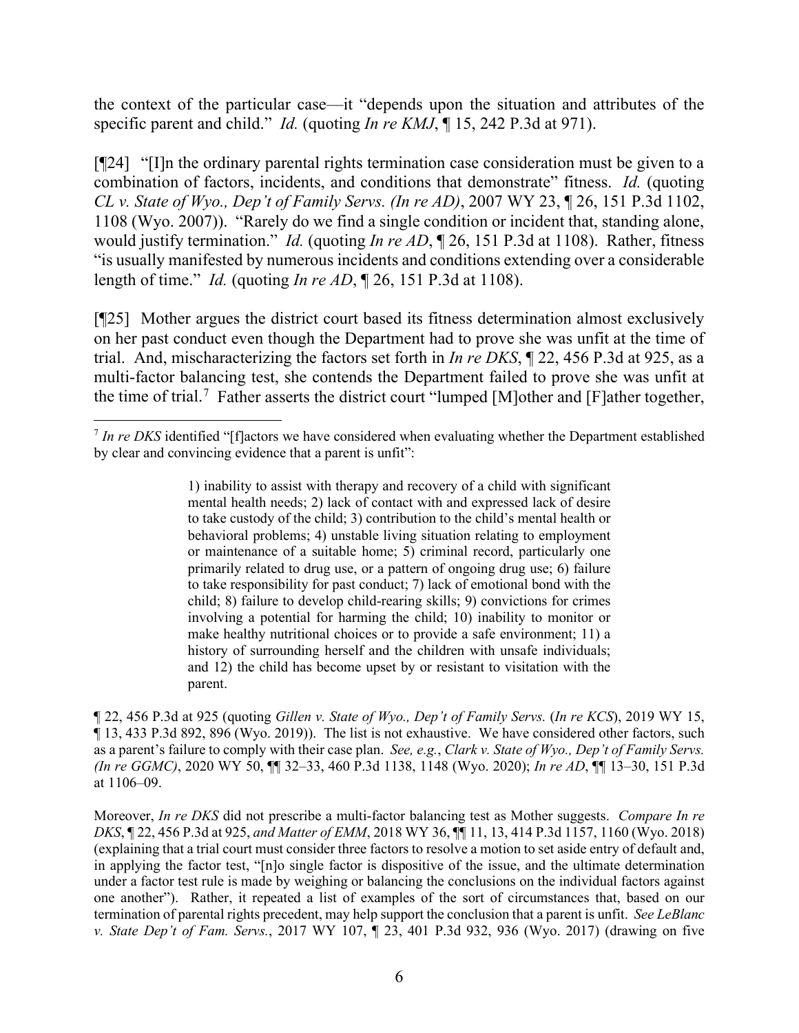the context of the particular case—it "depends upon the situation and attributes of the specific parent and child." *Id.* (quoting *In re KMJ*, ¶ 15, 242 P.3d at 971).

[¶24] "[I]n the ordinary parental rights termination case consideration must be given to a combination of factors, incidents, and conditions that demonstrate" fitness. *Id.* (quoting *CL v. State of Wyo., Dep't of Family Servs. (In re AD)*, 2007 WY 23, ¶ 26, 151 P.3d 1102, 1108 (Wyo. 2007)). "Rarely do we find a single condition or incident that, standing alone, would justify termination." *Id.* (quoting *In re AD*, ¶ 26, 151 P.3d at 1108). Rather, fitness "is usually manifested by numerous incidents and conditions extending over a considerable length of time." *Id.* (quoting *In re AD*, ¶ 26, 151 P.3d at 1108).

[¶25] Mother argues the district court based its fitness determination almost exclusively on her past conduct even though the Department had to prove she was unfit at the time of trial. And, mischaracterizing the factors set forth in *In re DKS*, ¶ 22, 456 P.3d at 925, as a multi-factor balancing test, she contends the Department failed to prove she was unfit at the time of trial.[7] Father asserts the district court "lumped [M]other and [F]ather together,

---

[7] *In re DKS* identified "[f]actors we have considered when evaluating whether the Department established by clear and convincing evidence that a parent is unfit":

> 1) inability to assist with therapy and recovery of a child with significant mental health needs; 2) lack of contact with and expressed lack of desire to take custody of the child; 3) contribution to the child's mental health or behavioral problems; 4) unstable living situation relating to employment or maintenance of a suitable home; 5) criminal record, particularly one primarily related to drug use, or a pattern of ongoing drug use; 6) failure to take responsibility for past conduct; 7) lack of emotional bond with the child; 8) failure to develop child-rearing skills; 9) convictions for crimes involving a potential for harming the child; 10) inability to monitor or make healthy nutritional choices or to provide a safe environment; 11) a history of surrounding herself and the children with unsafe individuals; and 12) the child has become upset by or resistant to visitation with the parent.

¶ 22, 456 P.3d at 925 (quoting *Gillen v. State of Wyo., Dep't of Family Servs.* (*In re KCS*), 2019 WY 15, ¶ 13, 433 P.3d 892, 896 (Wyo. 2019)). The list is not exhaustive. We have considered other factors, such as a parent's failure to comply with their case plan. *See, e.g.*, *Clark v. State of Wyo., Dep't of Family Servs. (In re GGMC)*, 2020 WY 50, ¶¶ 32–33, 460 P.3d 1138, 1148 (Wyo. 2020); *In re AD*, ¶¶ 13–30, 151 P.3d at 1106–09.

Moreover, *In re DKS* did not prescribe a multi-factor balancing test as Mother suggests. *Compare In re DKS*, ¶ 22, 456 P.3d at 925, *and Matter of EMM*, 2018 WY 36, ¶¶ 11, 13, 414 P.3d 1157, 1160 (Wyo. 2018) (explaining that a trial court must consider three factors to resolve a motion to set aside entry of default and, in applying the factor test, "[n]o single factor is dispositive of the issue, and the ultimate determination under a factor test rule is made by weighing or balancing the conclusions on the individual factors against one another"). Rather, it repeated a list of examples of the sort of circumstances that, based on our termination of parental rights precedent, may help support the conclusion that a parent is unfit. *See LeBlanc v. State Dep't of Fam. Servs.*, 2017 WY 107, ¶ 23, 401 P.3d 932, 936 (Wyo. 2017) (drawing on five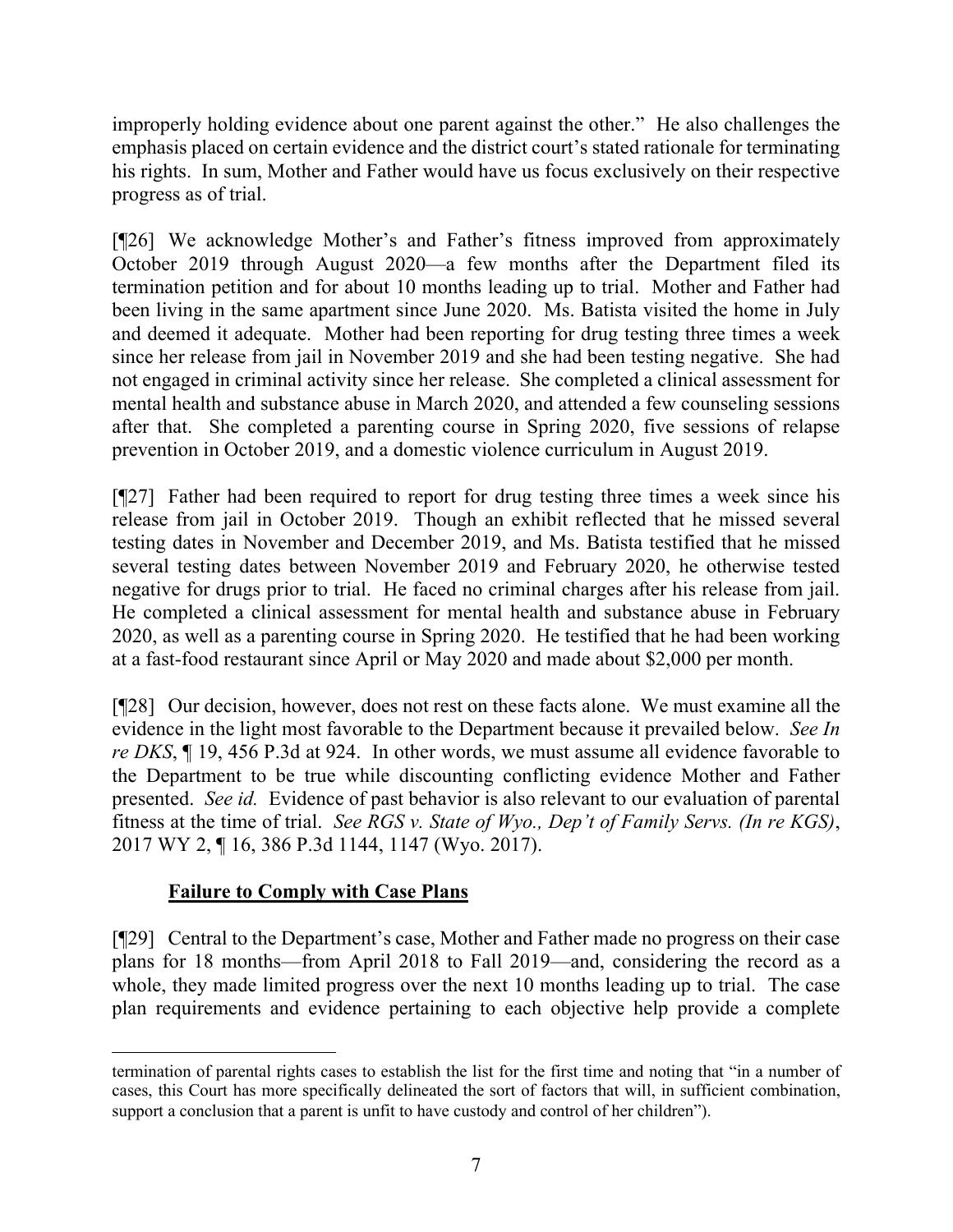improperly holding evidence about one parent against the other." He also challenges the emphasis placed on certain evidence and the district court's stated rationale for terminating his rights. In sum, Mother and Father would have us focus exclusively on their respective progress as of trial.

[¶26] We acknowledge Mother's and Father's fitness improved from approximately October 2019 through August 2020—a few months after the Department filed its termination petition and for about 10 months leading up to trial. Mother and Father had been living in the same apartment since June 2020. Ms. Batista visited the home in July and deemed it adequate. Mother had been reporting for drug testing three times a week since her release from jail in November 2019 and she had been testing negative. She had not engaged in criminal activity since her release. She completed a clinical assessment for mental health and substance abuse in March 2020, and attended a few counseling sessions after that. She completed a parenting course in Spring 2020, five sessions of relapse prevention in October 2019, and a domestic violence curriculum in August 2019.

[¶27] Father had been required to report for drug testing three times a week since his release from jail in October 2019. Though an exhibit reflected that he missed several testing dates in November and December 2019, and Ms. Batista testified that he missed several testing dates between November 2019 and February 2020, he otherwise tested negative for drugs prior to trial. He faced no criminal charges after his release from jail. He completed a clinical assessment for mental health and substance abuse in February 2020, as well as a parenting course in Spring 2020. He testified that he had been working at a fast-food restaurant since April or May 2020 and made about $2,000 per month.

[¶28] Our decision, however, does not rest on these facts alone. We must examine all the evidence in the light most favorable to the Department because it prevailed below. *See In re DKS*, ¶ 19, 456 P.3d at 924. In other words, we must assume all evidence favorable to the Department to be true while discounting conflicting evidence Mother and Father presented. *See id.* Evidence of past behavior is also relevant to our evaluation of parental fitness at the time of trial. *See RGS v. State of Wyo., Dep't of Family Servs. (In re KGS)*, 2017 WY 2, ¶ 16, 386 P.3d 1144, 1147 (Wyo. 2017).

**Failure to Comply with Case Plans**

[¶29] Central to the Department's case, Mother and Father made no progress on their case plans for 18 months—from April 2018 to Fall 2019—and, considering the record as a whole, they made limited progress over the next 10 months leading up to trial. The case plan requirements and evidence pertaining to each objective help provide a complete

termination of parental rights cases to establish the list for the first time and noting that "in a number of cases, this Court has more specifically delineated the sort of factors that will, in sufficient combination, support a conclusion that a parent is unfit to have custody and control of her children").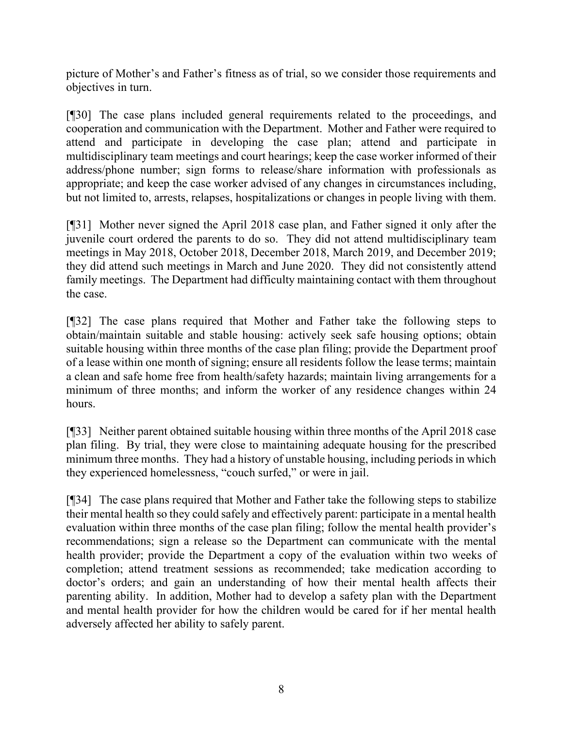picture of Mother's and Father's fitness as of trial, so we consider those requirements and objectives in turn.

[¶30] The case plans included general requirements related to the proceedings, and cooperation and communication with the Department. Mother and Father were required to attend and participate in developing the case plan; attend and participate in multidisciplinary team meetings and court hearings; keep the case worker informed of their address/phone number; sign forms to release/share information with professionals as appropriate; and keep the case worker advised of any changes in circumstances including, but not limited to, arrests, relapses, hospitalizations or changes in people living with them.

[¶31] Mother never signed the April 2018 case plan, and Father signed it only after the juvenile court ordered the parents to do so. They did not attend multidisciplinary team meetings in May 2018, October 2018, December 2018, March 2019, and December 2019; they did attend such meetings in March and June 2020. They did not consistently attend family meetings. The Department had difficulty maintaining contact with them throughout the case.

[¶32] The case plans required that Mother and Father take the following steps to obtain/maintain suitable and stable housing: actively seek safe housing options; obtain suitable housing within three months of the case plan filing; provide the Department proof of a lease within one month of signing; ensure all residents follow the lease terms; maintain a clean and safe home free from health/safety hazards; maintain living arrangements for a minimum of three months; and inform the worker of any residence changes within 24 hours.

[¶33] Neither parent obtained suitable housing within three months of the April 2018 case plan filing. By trial, they were close to maintaining adequate housing for the prescribed minimum three months. They had a history of unstable housing, including periods in which they experienced homelessness, "couch surfed," or were in jail.

[¶34] The case plans required that Mother and Father take the following steps to stabilize their mental health so they could safely and effectively parent: participate in a mental health evaluation within three months of the case plan filing; follow the mental health provider's recommendations; sign a release so the Department can communicate with the mental health provider; provide the Department a copy of the evaluation within two weeks of completion; attend treatment sessions as recommended; take medication according to doctor's orders; and gain an understanding of how their mental health affects their parenting ability. In addition, Mother had to develop a safety plan with the Department and mental health provider for how the children would be cared for if her mental health adversely affected her ability to safely parent.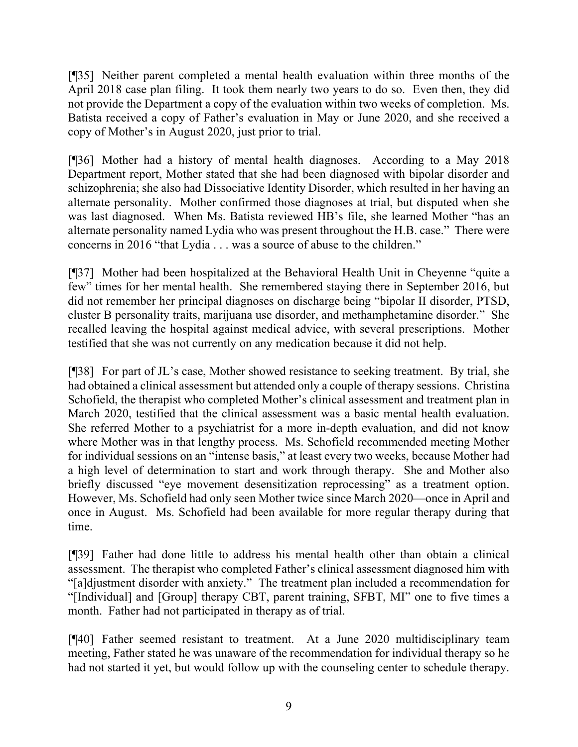[¶35] Neither parent completed a mental health evaluation within three months of the April 2018 case plan filing. It took them nearly two years to do so. Even then, they did not provide the Department a copy of the evaluation within two weeks of completion. Ms. Batista received a copy of Father's evaluation in May or June 2020, and she received a copy of Mother's in August 2020, just prior to trial.

[¶36] Mother had a history of mental health diagnoses. According to a May 2018 Department report, Mother stated that she had been diagnosed with bipolar disorder and schizophrenia; she also had Dissociative Identity Disorder, which resulted in her having an alternate personality. Mother confirmed those diagnoses at trial, but disputed when she was last diagnosed. When Ms. Batista reviewed HB's file, she learned Mother "has an alternate personality named Lydia who was present throughout the H.B. case." There were concerns in 2016 "that Lydia . . . was a source of abuse to the children."

[¶37] Mother had been hospitalized at the Behavioral Health Unit in Cheyenne "quite a few" times for her mental health. She remembered staying there in September 2016, but did not remember her principal diagnoses on discharge being "bipolar II disorder, PTSD, cluster B personality traits, marijuana use disorder, and methamphetamine disorder." She recalled leaving the hospital against medical advice, with several prescriptions. Mother testified that she was not currently on any medication because it did not help.

[¶38] For part of JL's case, Mother showed resistance to seeking treatment. By trial, she had obtained a clinical assessment but attended only a couple of therapy sessions. Christina Schofield, the therapist who completed Mother's clinical assessment and treatment plan in March 2020, testified that the clinical assessment was a basic mental health evaluation. She referred Mother to a psychiatrist for a more in-depth evaluation, and did not know where Mother was in that lengthy process. Ms. Schofield recommended meeting Mother for individual sessions on an "intense basis," at least every two weeks, because Mother had a high level of determination to start and work through therapy. She and Mother also briefly discussed "eye movement desensitization reprocessing" as a treatment option. However, Ms. Schofield had only seen Mother twice since March 2020—once in April and once in August. Ms. Schofield had been available for more regular therapy during that time.

[¶39] Father had done little to address his mental health other than obtain a clinical assessment. The therapist who completed Father's clinical assessment diagnosed him with "[a]djustment disorder with anxiety." The treatment plan included a recommendation for "[Individual] and [Group] therapy CBT, parent training, SFBT, MI" one to five times a month. Father had not participated in therapy as of trial.

[¶40] Father seemed resistant to treatment. At a June 2020 multidisciplinary team meeting, Father stated he was unaware of the recommendation for individual therapy so he had not started it yet, but would follow up with the counseling center to schedule therapy.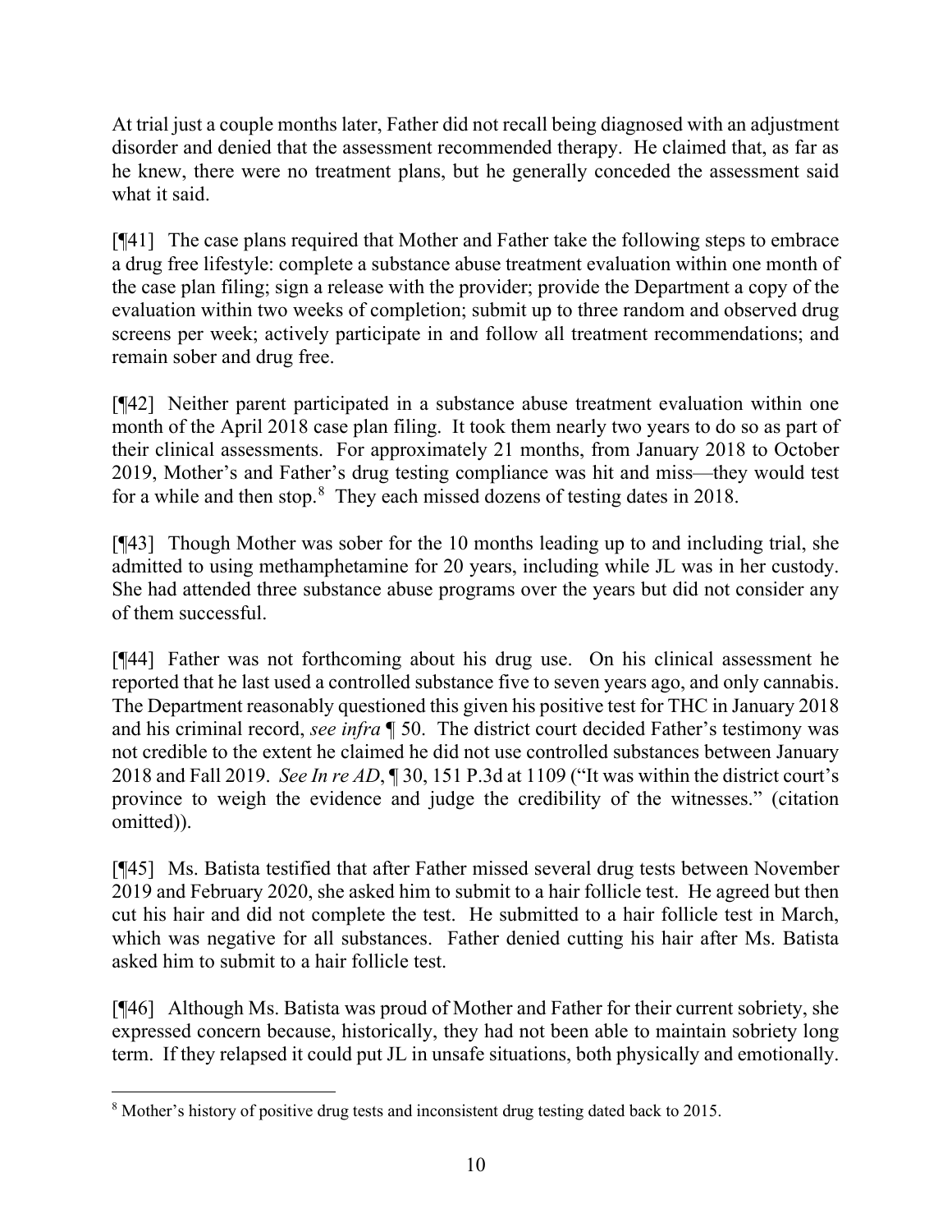At trial just a couple months later, Father did not recall being diagnosed with an adjustment disorder and denied that the assessment recommended therapy. He claimed that, as far as he knew, there were no treatment plans, but he generally conceded the assessment said what it said.

[¶41] The case plans required that Mother and Father take the following steps to embrace a drug free lifestyle: complete a substance abuse treatment evaluation within one month of the case plan filing; sign a release with the provider; provide the Department a copy of the evaluation within two weeks of completion; submit up to three random and observed drug screens per week; actively participate in and follow all treatment recommendations; and remain sober and drug free.

[¶42] Neither parent participated in a substance abuse treatment evaluation within one month of the April 2018 case plan filing. It took them nearly two years to do so as part of their clinical assessments. For approximately 21 months, from January 2018 to October 2019, Mother's and Father's drug testing compliance was hit and miss—they would test for a while and then stop.[8] They each missed dozens of testing dates in 2018.

[¶43] Though Mother was sober for the 10 months leading up to and including trial, she admitted to using methamphetamine for 20 years, including while JL was in her custody. She had attended three substance abuse programs over the years but did not consider any of them successful.

[¶44] Father was not forthcoming about his drug use. On his clinical assessment he reported that he last used a controlled substance five to seven years ago, and only cannabis. The Department reasonably questioned this given his positive test for THC in January 2018 and his criminal record, *see infra* ¶ 50. The district court decided Father's testimony was not credible to the extent he claimed he did not use controlled substances between January 2018 and Fall 2019. *See In re AD*, ¶ 30, 151 P.3d at 1109 ("It was within the district court's province to weigh the evidence and judge the credibility of the witnesses." (citation omitted)).

[¶45] Ms. Batista testified that after Father missed several drug tests between November 2019 and February 2020, she asked him to submit to a hair follicle test. He agreed but then cut his hair and did not complete the test. He submitted to a hair follicle test in March, which was negative for all substances. Father denied cutting his hair after Ms. Batista asked him to submit to a hair follicle test.

[¶46] Although Ms. Batista was proud of Mother and Father for their current sobriety, she expressed concern because, historically, they had not been able to maintain sobriety long term. If they relapsed it could put JL in unsafe situations, both physically and emotionally.

---

[8] Mother's history of positive drug tests and inconsistent drug testing dated back to 2015.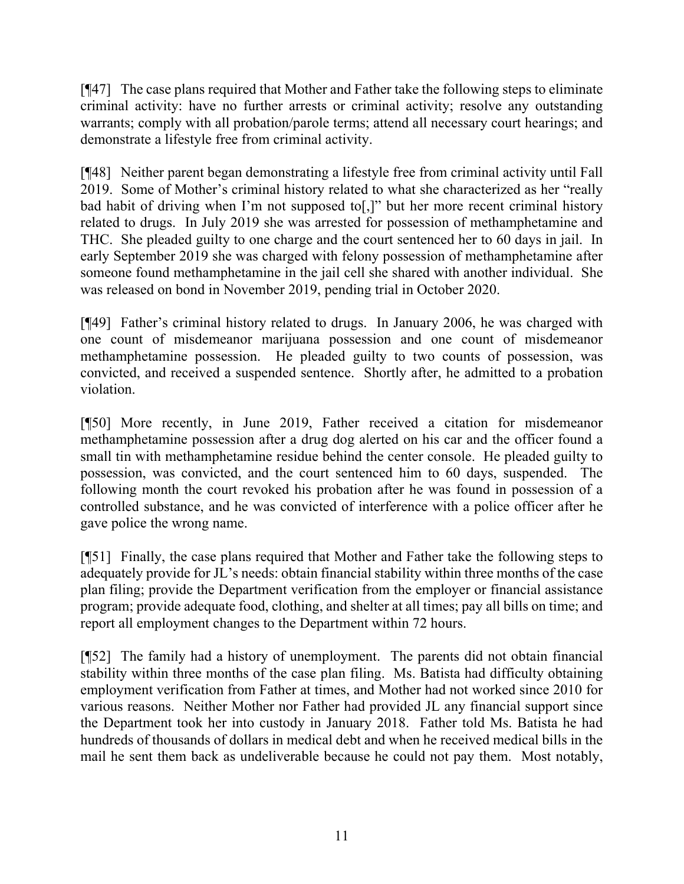[¶47] The case plans required that Mother and Father take the following steps to eliminate criminal activity: have no further arrests or criminal activity; resolve any outstanding warrants; comply with all probation/parole terms; attend all necessary court hearings; and demonstrate a lifestyle free from criminal activity.

[¶48] Neither parent began demonstrating a lifestyle free from criminal activity until Fall 2019. Some of Mother's criminal history related to what she characterized as her "really bad habit of driving when I'm not supposed to[,]" but her more recent criminal history related to drugs. In July 2019 she was arrested for possession of methamphetamine and THC. She pleaded guilty to one charge and the court sentenced her to 60 days in jail. In early September 2019 she was charged with felony possession of methamphetamine after someone found methamphetamine in the jail cell she shared with another individual. She was released on bond in November 2019, pending trial in October 2020.

[¶49] Father's criminal history related to drugs. In January 2006, he was charged with one count of misdemeanor marijuana possession and one count of misdemeanor methamphetamine possession. He pleaded guilty to two counts of possession, was convicted, and received a suspended sentence. Shortly after, he admitted to a probation violation.

[¶50] More recently, in June 2019, Father received a citation for misdemeanor methamphetamine possession after a drug dog alerted on his car and the officer found a small tin with methamphetamine residue behind the center console. He pleaded guilty to possession, was convicted, and the court sentenced him to 60 days, suspended. The following month the court revoked his probation after he was found in possession of a controlled substance, and he was convicted of interference with a police officer after he gave police the wrong name.

[¶51] Finally, the case plans required that Mother and Father take the following steps to adequately provide for JL's needs: obtain financial stability within three months of the case plan filing; provide the Department verification from the employer or financial assistance program; provide adequate food, clothing, and shelter at all times; pay all bills on time; and report all employment changes to the Department within 72 hours.

[¶52] The family had a history of unemployment. The parents did not obtain financial stability within three months of the case plan filing. Ms. Batista had difficulty obtaining employment verification from Father at times, and Mother had not worked since 2010 for various reasons. Neither Mother nor Father had provided JL any financial support since the Department took her into custody in January 2018. Father told Ms. Batista he had hundreds of thousands of dollars in medical debt and when he received medical bills in the mail he sent them back as undeliverable because he could not pay them. Most notably,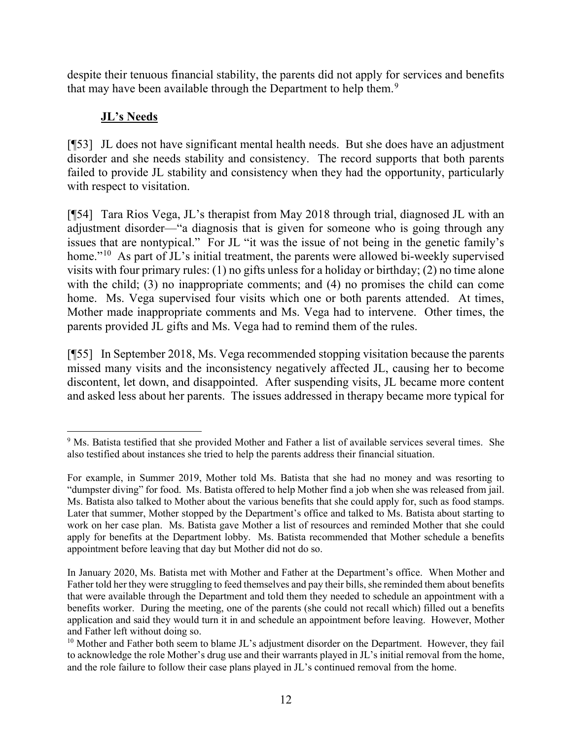despite their tenuous financial stability, the parents did not apply for services and benefits that may have been available through the Department to help them.[9]

**JL's Needs**

[¶53] JL does not have significant mental health needs. But she does have an adjustment disorder and she needs stability and consistency. The record supports that both parents failed to provide JL stability and consistency when they had the opportunity, particularly with respect to visitation.

[¶54] Tara Rios Vega, JL's therapist from May 2018 through trial, diagnosed JL with an adjustment disorder—"a diagnosis that is given for someone who is going through any issues that are nontypical." For JL "it was the issue of not being in the genetic family's home."[10] As part of JL's initial treatment, the parents were allowed bi-weekly supervised visits with four primary rules: (1) no gifts unless for a holiday or birthday; (2) no time alone with the child; (3) no inappropriate comments; and (4) no promises the child can come home. Ms. Vega supervised four visits which one or both parents attended. At times, Mother made inappropriate comments and Ms. Vega had to intervene. Other times, the parents provided JL gifts and Ms. Vega had to remind them of the rules.

[¶55] In September 2018, Ms. Vega recommended stopping visitation because the parents missed many visits and the inconsistency negatively affected JL, causing her to become discontent, let down, and disappointed. After suspending visits, JL became more content and asked less about her parents. The issues addressed in therapy became more typical for

---

[9] Ms. Batista testified that she provided Mother and Father a list of available services several times. She also testified about instances she tried to help the parents address their financial situation.

For example, in Summer 2019, Mother told Ms. Batista that she had no money and was resorting to "dumpster diving" for food. Ms. Batista offered to help Mother find a job when she was released from jail. Ms. Batista also talked to Mother about the various benefits that she could apply for, such as food stamps. Later that summer, Mother stopped by the Department's office and talked to Ms. Batista about starting to work on her case plan. Ms. Batista gave Mother a list of resources and reminded Mother that she could apply for benefits at the Department lobby. Ms. Batista recommended that Mother schedule a benefits appointment before leaving that day but Mother did not do so.

In January 2020, Ms. Batista met with Mother and Father at the Department's office. When Mother and Father told her they were struggling to feed themselves and pay their bills, she reminded them about benefits that were available through the Department and told them they needed to schedule an appointment with a benefits worker. During the meeting, one of the parents (she could not recall which) filled out a benefits application and said they would turn it in and schedule an appointment before leaving. However, Mother and Father left without doing so.

[10] Mother and Father both seem to blame JL's adjustment disorder on the Department. However, they fail to acknowledge the role Mother's drug use and their warrants played in JL's initial removal from the home, and the role failure to follow their case plans played in JL's continued removal from the home.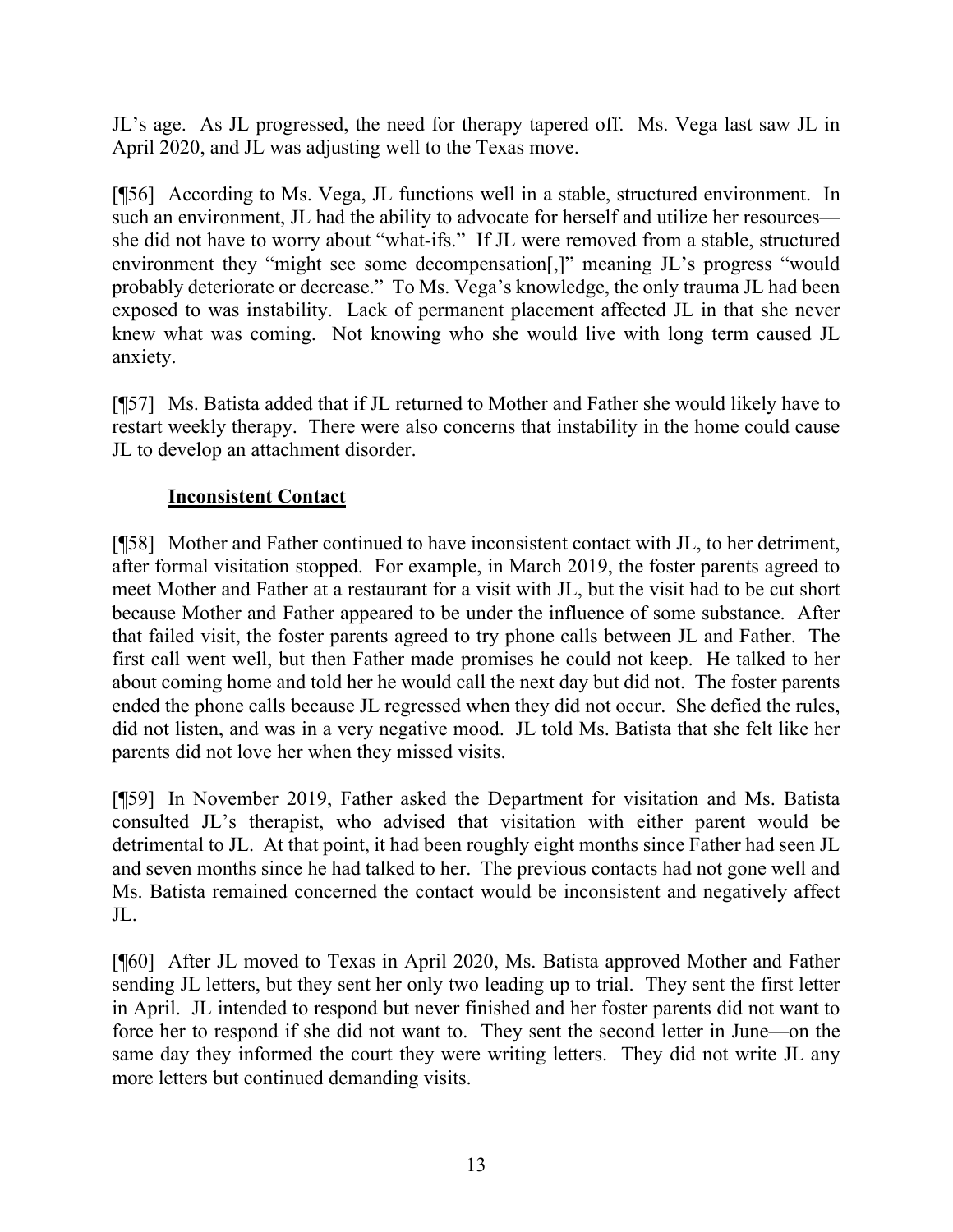JL's age. As JL progressed, the need for therapy tapered off. Ms. Vega last saw JL in April 2020, and JL was adjusting well to the Texas move.

[¶56] According to Ms. Vega, JL functions well in a stable, structured environment. In such an environment, JL had the ability to advocate for herself and utilize her resources—she did not have to worry about "what-ifs." If JL were removed from a stable, structured environment they "might see some decompensation[,]" meaning JL's progress "would probably deteriorate or decrease." To Ms. Vega's knowledge, the only trauma JL had been exposed to was instability. Lack of permanent placement affected JL in that she never knew what was coming. Not knowing who she would live with long term caused JL anxiety.

[¶57] Ms. Batista added that if JL returned to Mother and Father she would likely have to restart weekly therapy. There were also concerns that instability in the home could cause JL to develop an attachment disorder.

**Inconsistent Contact**

[¶58] Mother and Father continued to have inconsistent contact with JL, to her detriment, after formal visitation stopped. For example, in March 2019, the foster parents agreed to meet Mother and Father at a restaurant for a visit with JL, but the visit had to be cut short because Mother and Father appeared to be under the influence of some substance. After that failed visit, the foster parents agreed to try phone calls between JL and Father. The first call went well, but then Father made promises he could not keep. He talked to her about coming home and told her he would call the next day but did not. The foster parents ended the phone calls because JL regressed when they did not occur. She defied the rules, did not listen, and was in a very negative mood. JL told Ms. Batista that she felt like her parents did not love her when they missed visits.

[¶59] In November 2019, Father asked the Department for visitation and Ms. Batista consulted JL's therapist, who advised that visitation with either parent would be detrimental to JL. At that point, it had been roughly eight months since Father had seen JL and seven months since he had talked to her. The previous contacts had not gone well and Ms. Batista remained concerned the contact would be inconsistent and negatively affect JL.

[¶60] After JL moved to Texas in April 2020, Ms. Batista approved Mother and Father sending JL letters, but they sent her only two leading up to trial. They sent the first letter in April. JL intended to respond but never finished and her foster parents did not want to force her to respond if she did not want to. They sent the second letter in June—on the same day they informed the court they were writing letters. They did not write JL any more letters but continued demanding visits.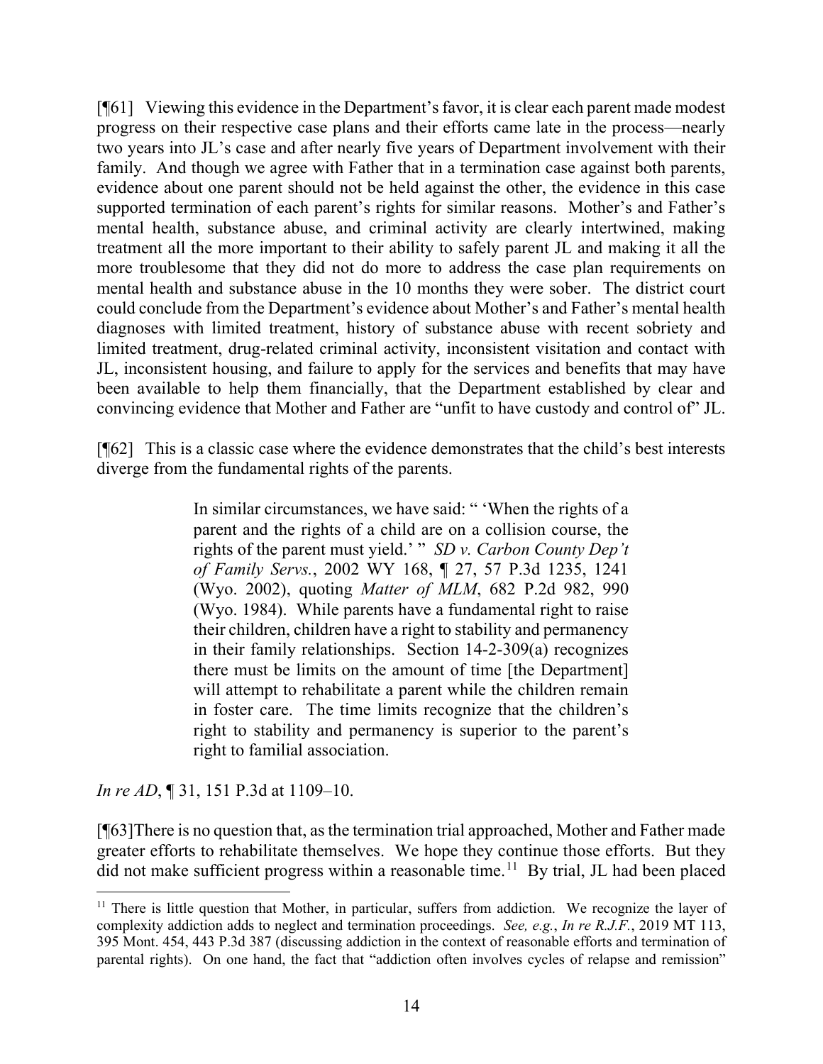[¶61] Viewing this evidence in the Department's favor, it is clear each parent made modest progress on their respective case plans and their efforts came late in the process—nearly two years into JL's case and after nearly five years of Department involvement with their family. And though we agree with Father that in a termination case against both parents, evidence about one parent should not be held against the other, the evidence in this case supported termination of each parent's rights for similar reasons. Mother's and Father's mental health, substance abuse, and criminal activity are clearly intertwined, making treatment all the more important to their ability to safely parent JL and making it all the more troublesome that they did not do more to address the case plan requirements on mental health and substance abuse in the 10 months they were sober. The district court could conclude from the Department's evidence about Mother's and Father's mental health diagnoses with limited treatment, history of substance abuse with recent sobriety and limited treatment, drug-related criminal activity, inconsistent visitation and contact with JL, inconsistent housing, and failure to apply for the services and benefits that may have been available to help them financially, that the Department established by clear and convincing evidence that Mother and Father are "unfit to have custody and control of" JL.

[¶62] This is a classic case where the evidence demonstrates that the child's best interests diverge from the fundamental rights of the parents.

> In similar circumstances, we have said: " 'When the rights of a parent and the rights of a child are on a collision course, the rights of the parent must yield.' " *SD v. Carbon County Dep't of Family Servs.*, 2002 WY 168, ¶ 27, 57 P.3d 1235, 1241 (Wyo. 2002), quoting *Matter of MLM*, 682 P.2d 982, 990 (Wyo. 1984). While parents have a fundamental right to raise their children, children have a right to stability and permanency in their family relationships. Section 14-2-309(a) recognizes there must be limits on the amount of time [the Department] will attempt to rehabilitate a parent while the children remain in foster care. The time limits recognize that the children's right to stability and permanency is superior to the parent's right to familial association.

*In re AD*, ¶ 31, 151 P.3d at 1109–10.

[¶63]There is no question that, as the termination trial approached, Mother and Father made greater efforts to rehabilitate themselves. We hope they continue those efforts. But they did not make sufficient progress within a reasonable time.[11] By trial, JL had been placed

[11] There is little question that Mother, in particular, suffers from addiction. We recognize the layer of complexity addiction adds to neglect and termination proceedings. *See, e.g.*, *In re R.J.F.*, 2019 MT 113, 395 Mont. 454, 443 P.3d 387 (discussing addiction in the context of reasonable efforts and termination of parental rights). On one hand, the fact that "addiction often involves cycles of relapse and remission"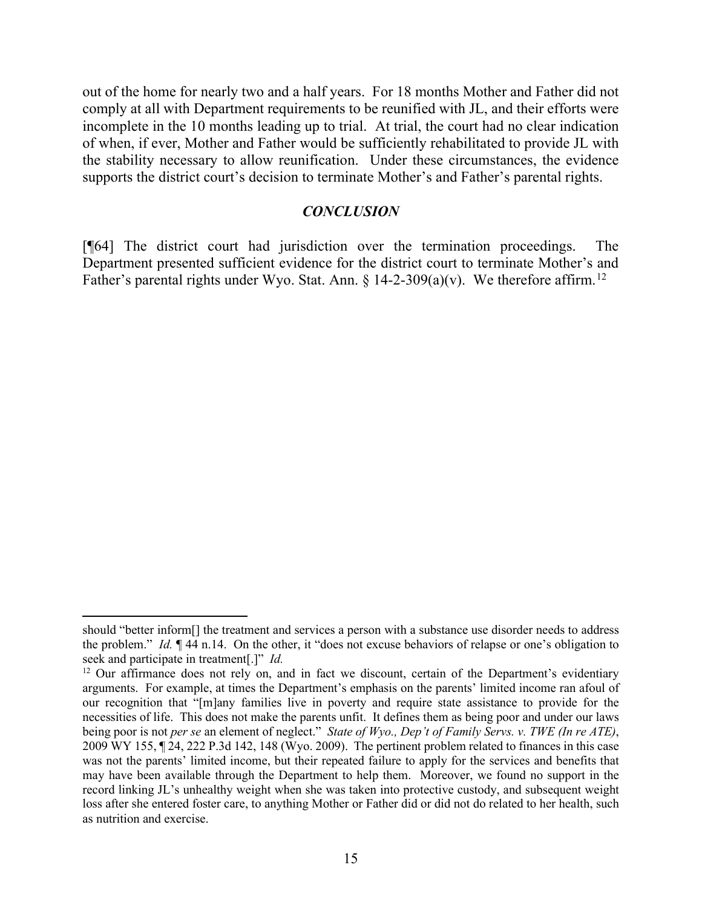out of the home for nearly two and a half years. For 18 months Mother and Father did not comply at all with Department requirements to be reunified with JL, and their efforts were incomplete in the 10 months leading up to trial. At trial, the court had no clear indication of when, if ever, Mother and Father would be sufficiently rehabilitated to provide JL with the stability necessary to allow reunification. Under these circumstances, the evidence supports the district court's decision to terminate Mother's and Father's parental rights.

### *CONCLUSION*

[¶64] The district court had jurisdiction over the termination proceedings. The Department presented sufficient evidence for the district court to terminate Mother's and Father's parental rights under Wyo. Stat. Ann. § 14-2-309(a)(v). We therefore affirm.[12]

---

should "better inform[] the treatment and services a person with a substance use disorder needs to address the problem." *Id.* ¶ 44 n.14. On the other, it "does not excuse behaviors of relapse or one's obligation to seek and participate in treatment[.]" *Id.*

[12] Our affirmance does not rely on, and in fact we discount, certain of the Department's evidentiary arguments. For example, at times the Department's emphasis on the parents' limited income ran afoul of our recognition that "[m]any families live in poverty and require state assistance to provide for the necessities of life. This does not make the parents unfit. It defines them as being poor and under our laws being poor is not *per se* an element of neglect." *State of Wyo., Dep't of Family Servs. v. TWE (In re ATE)*, 2009 WY 155, ¶ 24, 222 P.3d 142, 148 (Wyo. 2009). The pertinent problem related to finances in this case was not the parents' limited income, but their repeated failure to apply for the services and benefits that may have been available through the Department to help them. Moreover, we found no support in the record linking JL's unhealthy weight when she was taken into protective custody, and subsequent weight loss after she entered foster care, to anything Mother or Father did or did not do related to her health, such as nutrition and exercise.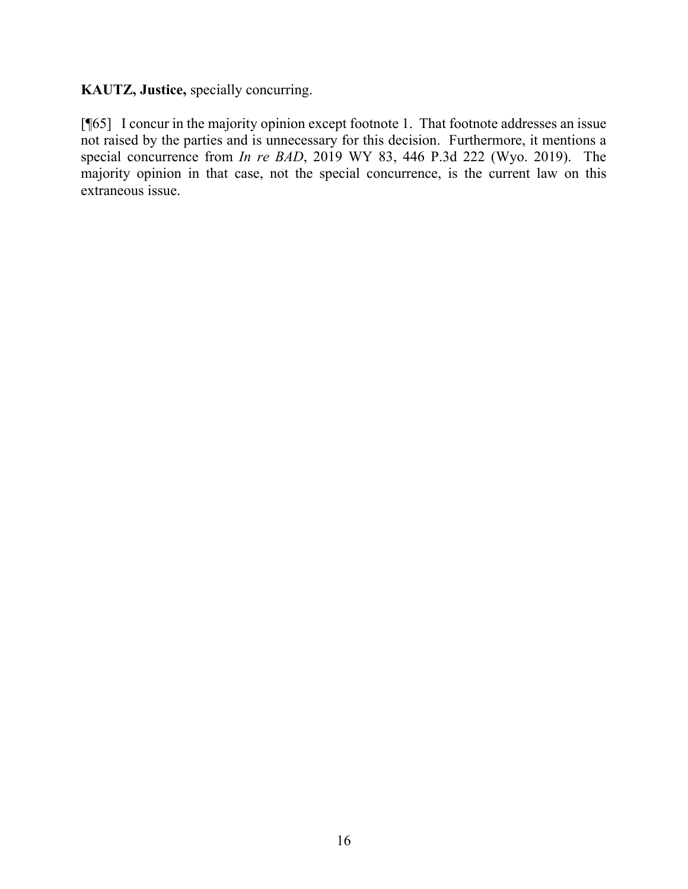**KAUTZ, Justice,** specially concurring.

[¶65] I concur in the majority opinion except footnote 1. That footnote addresses an issue not raised by the parties and is unnecessary for this decision. Furthermore, it mentions a special concurrence from *In re BAD*, 2019 WY 83, 446 P.3d 222 (Wyo. 2019). The majority opinion in that case, not the special concurrence, is the current law on this extraneous issue.